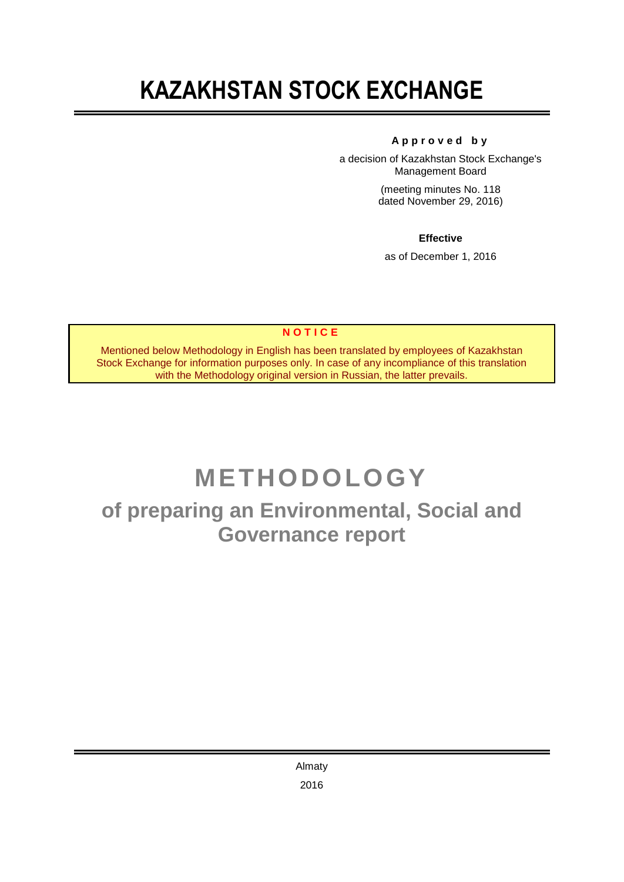# KAZAKHSTAN STOCK EXCHANGE

**A p p r o v e d b y**

a decision of Kazakhstan Stock Exchange's Management Board

(meeting minutes No. 118 dated November 29, 2016)

**Effective**

as of December 1, 2016

**N O T I C E**

Mentioned below Methodology in English has been translated by employees of Kazakhstan Stock Exchange for information purposes only. In case of any incompliance of this translation with the Methodology original version in Russian, the latter prevails.

# METHODOLOGY

## of preparing an Environmental, Social and Governance report

Almaty

2016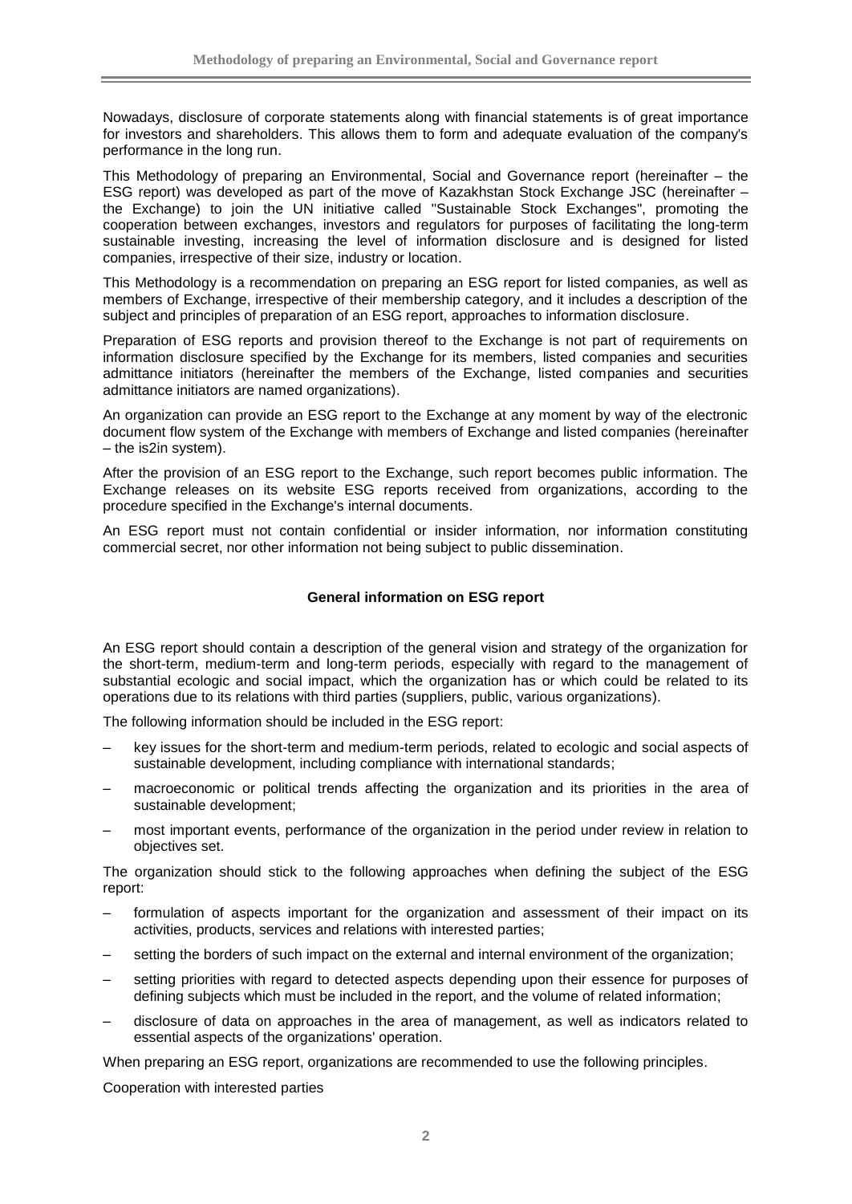Nowadays, disclosure of corporate statements along with financial statements is of great importance for investors and shareholders. This allows them to form and adequate evaluation of the company's performance in the long run.

This Methodology of preparing an Environmental, Social and Governance report (hereinafter – the ESG report) was developed as part of the move of Kazakhstan Stock Exchange JSC (hereinafter – the Exchange) to join the UN initiative called "Sustainable Stock Exchanges", promoting the cooperation between exchanges, investors and regulators for purposes of facilitating the long-term sustainable investing, increasing the level of information disclosure and is designed for listed companies, irrespective of their size, industry or location.

This Methodology is a recommendation on preparing an ESG report for listed companies, as well as members of Exchange, irrespective of their membership category, and it includes a description of the subject and principles of preparation of an ESG report, approaches to information disclosure.

Preparation of ESG reports and provision thereof to the Exchange is not part of requirements on information disclosure specified by the Exchange for its members, listed companies and securities admittance initiators (hereinafter the members of the Exchange, listed companies and securities admittance initiators are named organizations).

An organization can provide an ESG report to the Exchange at any moment by way of the electronic document flow system of the Exchange with members of Exchange and listed companies (hereinafter – the is2in system).

After the provision of an ESG report to the Exchange, such report becomes public information. The Exchange releases on its website ESG reports received from organizations, according to the procedure specified in the Exchange's internal documents.

An ESG report must not contain confidential or insider information, nor information constituting commercial secret, nor other information not being subject to public dissemination.

## General information on ESG report

An ESG report should contain a description of the general vision and strategy of the organization for the short-term, medium-term and long-term periods, especially with regard to the management of substantial ecologic and social impact, which the organization has or which could be related to its operations due to its relations with third parties (suppliers, public, various organizations).

The following information should be included in the ESG report:

- key issues for the short-term and medium-term periods, related to ecologic and social aspects of sustainable development, including compliance with international standards;
- macroeconomic or political trends affecting the organization and its priorities in the area of sustainable development;
- most important events, performance of the organization in the period under review in relation to objectives set.

The organization should stick to the following approaches when defining the subject of the ESG report:

- formulation of aspects important for the organization and assessment of their impact on its activities, products, services and relations with interested parties;
- setting the borders of such impact on the external and internal environment of the organization;
- setting priorities with regard to detected aspects depending upon their essence for purposes of defining subjects which must be included in the report, and the volume of related information;
- disclosure of data on approaches in the area of management, as well as indicators related to essential aspects of the organizations' operation.

When preparing an ESG report, organizations are recommended to use the following principles.

Cooperation with interested parties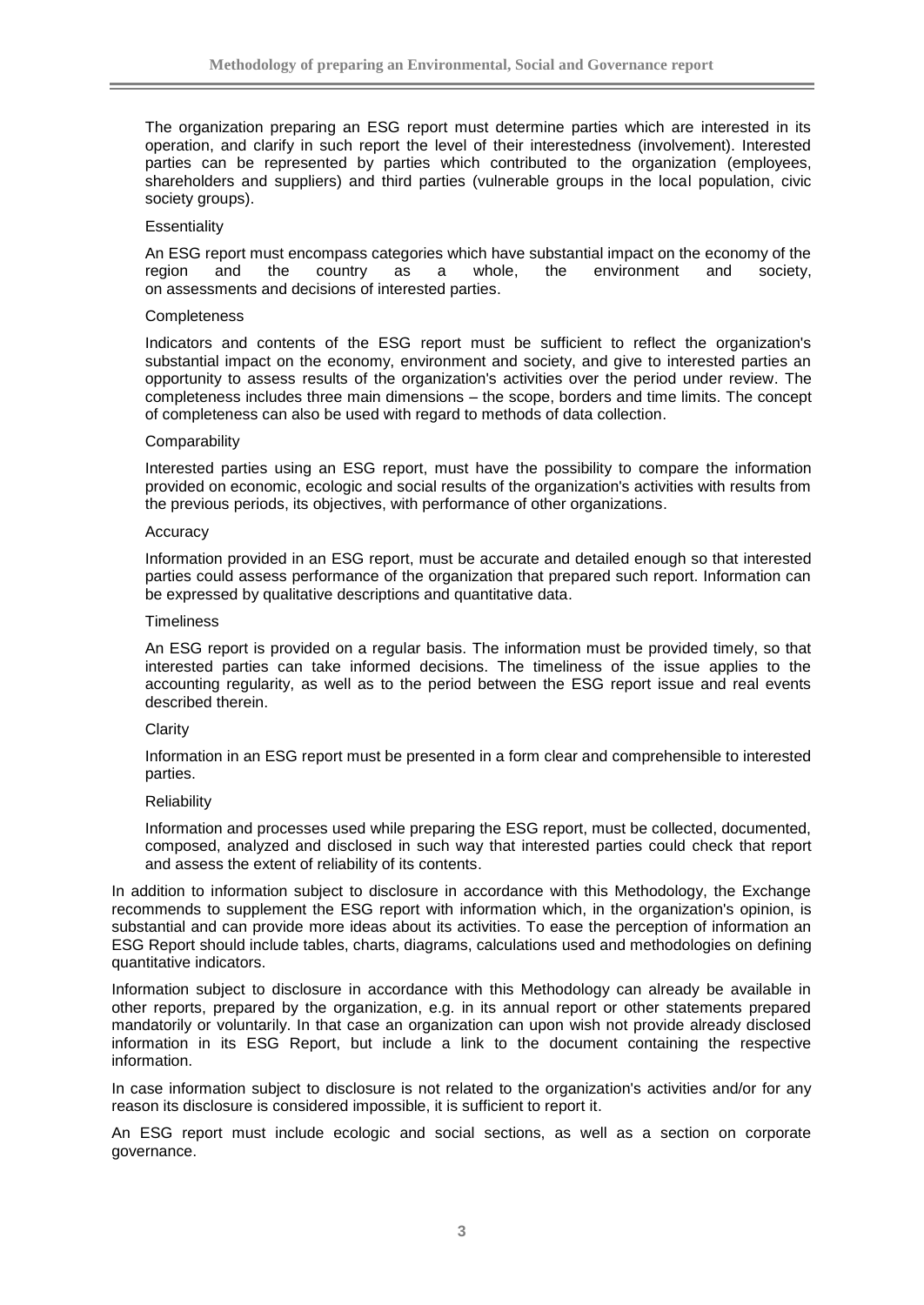The organization preparing an ESG report must determine parties which are interested in its operation, and clarify in such report the level of their interestedness (involvement). Interested parties can be represented by parties which contributed to the organization (employees, shareholders and suppliers) and third parties (vulnerable groups in the local population, civic society groups).

Essentiality

An ESG report must encompass categories which have substantial impact on the economy of the region and the country as a whole, the environment and society, on assessments and decisions of interested parties.

Completeness

Indicators and contents of the ESG report must be sufficient to reflect the organization's substantial impact on the economy, environment and society, and give to interested parties an opportunity to assess results of the organization's activities over the period under review. The completeness includes three main dimensions – the scope, borders and time limits. The concept of completeness can also be used with regard to methods of data collection.

Comparability

Interested parties using an ESG report, must have the possibility to compare the information provided on economic, ecologic and social results of the organization's activities with results from the previous periods, its objectives, with performance of other organizations.

Accuracy

Information provided in an ESG report, must be accurate and detailed enough so that interested parties could assess performance of the organization that prepared such report. Information can be expressed by qualitative descriptions and quantitative data.

Timeliness

An ESG report is provided on a regular basis. The information must be provided timely, so that interested parties can take informed decisions. The timeliness of the issue applies to the accounting regularity, as well as to the period between the ESG report issue and real events described therein.

Clarity

Information in an ESG report must be presented in a form clear and comprehensible to interested parties.

Reliability

Information and processes used while preparing the ESG report, must be collected, documented, composed, analyzed and disclosed in such way that interested parties could check that report and assess the extent of reliability of its contents.

In addition to information subject to disclosure in accordance with this Methodology, the Exchange recommends to supplement the ESG report with information which, in the organization's opinion, is substantial and can provide more ideas about its activities. To ease the perception of information an ESG Report should include tables, charts, diagrams, calculations used and methodologies on defining quantitative indicators.

Information subject to disclosure in accordance with this Methodology can already be available in other reports, prepared by the organization, e.g. in its annual report or other statements prepared mandatorily or voluntarily. In that case an organization can upon wish not provide already disclosed information in its ESG Report, but include a link to the document containing the respective information.

In case information subject to disclosure is not related to the organization's activities and/or for any reason its disclosure is considered impossible, it is sufficient to report it.

An ESG report must include ecologic and social sections, as well as a section on corporate governance.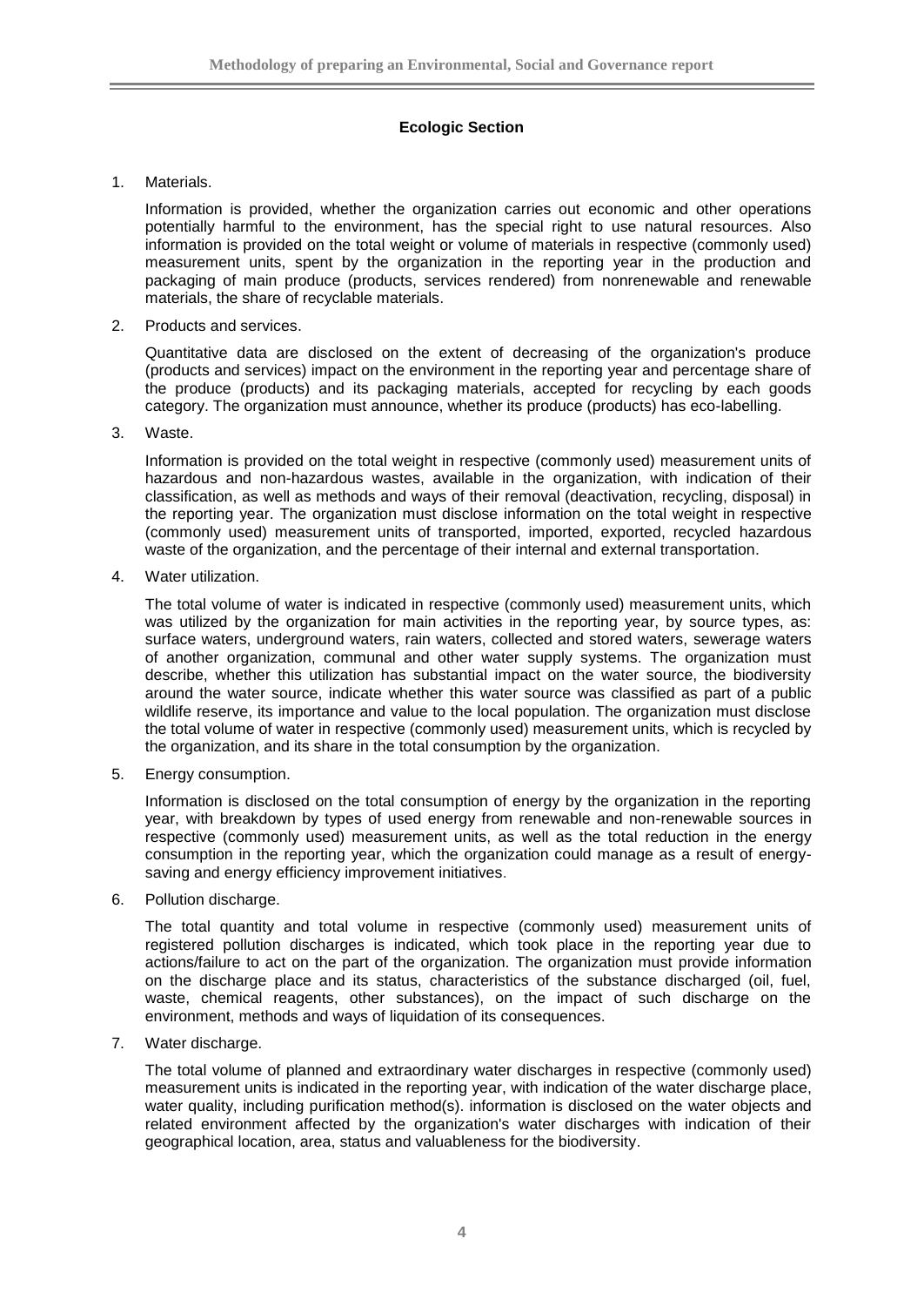## Ecologic Section

1. Materials.

   Information is provided, whether the organization carries out economic and other operations potentially harmful to the environment, has the special right to use natural resources. Also information is provided on the total weight or volume of materials in respective (commonly used) measurement units, spent by the organization in the reporting year in the production and packaging of main produce (products, services rendered) from nonrenewable and renewable materials, the share of recyclable materials.

2. Products and services.

   Quantitative data are disclosed on the extent of decreasing of the organization's produce (products and services) impact on the environment in the reporting year and percentage share of the produce (products) and its packaging materials, accepted for recycling by each goods category. The organization must announce, whether its produce (products) has eco-labelling.

3. Waste.

   Information is provided on the total weight in respective (commonly used) measurement units of hazardous and non-hazardous wastes, available in the organization, with indication of their classification, as well as methods and ways of their removal (deactivation, recycling, disposal) in the reporting year. The organization must disclose information on the total weight in respective (commonly used) measurement units of transported, imported, exported, recycled hazardous waste of the organization, and the percentage of their internal and external transportation.

4. Water utilization.

   The total volume of water is indicated in respective (commonly used) measurement units, which was utilized by the organization for main activities in the reporting year, by source types, as: surface waters, underground waters, rain waters, collected and stored waters, sewerage waters of another organization, communal and other water supply systems. The organization must describe, whether this utilization has substantial impact on the water source, the biodiversity around the water source, indicate whether this water source was classified as part of a public wildlife reserve, its importance and value to the local population. The organization must disclose the total volume of water in respective (commonly used) measurement units, which is recycled by the organization, and its share in the total consumption by the organization.

5. Energy consumption.

   Information is disclosed on the total consumption of energy by the organization in the reporting year, with breakdown by types of used energy from renewable and non-renewable sources in respective (commonly used) measurement units, as well as the total reduction in the energy consumption in the reporting year, which the organization could manage as a result of energy-saving and energy efficiency improvement initiatives.

6. Pollution discharge.

   The total quantity and total volume in respective (commonly used) measurement units of registered pollution discharges is indicated, which took place in the reporting year due to actions/failure to act on the part of the organization. The organization must provide information on the discharge place and its status, characteristics of the substance discharged (oil, fuel, waste, chemical reagents, other substances), on the impact of such discharge on the environment, methods and ways of liquidation of its consequences.

7. Water discharge.

   The total volume of planned and extraordinary water discharges in respective (commonly used) measurement units is indicated in the reporting year, with indication of the water discharge place, water quality, including purification method(s). information is disclosed on the water objects and related environment affected by the organization's water discharges with indication of their geographical location, area, status and valuableness for the biodiversity.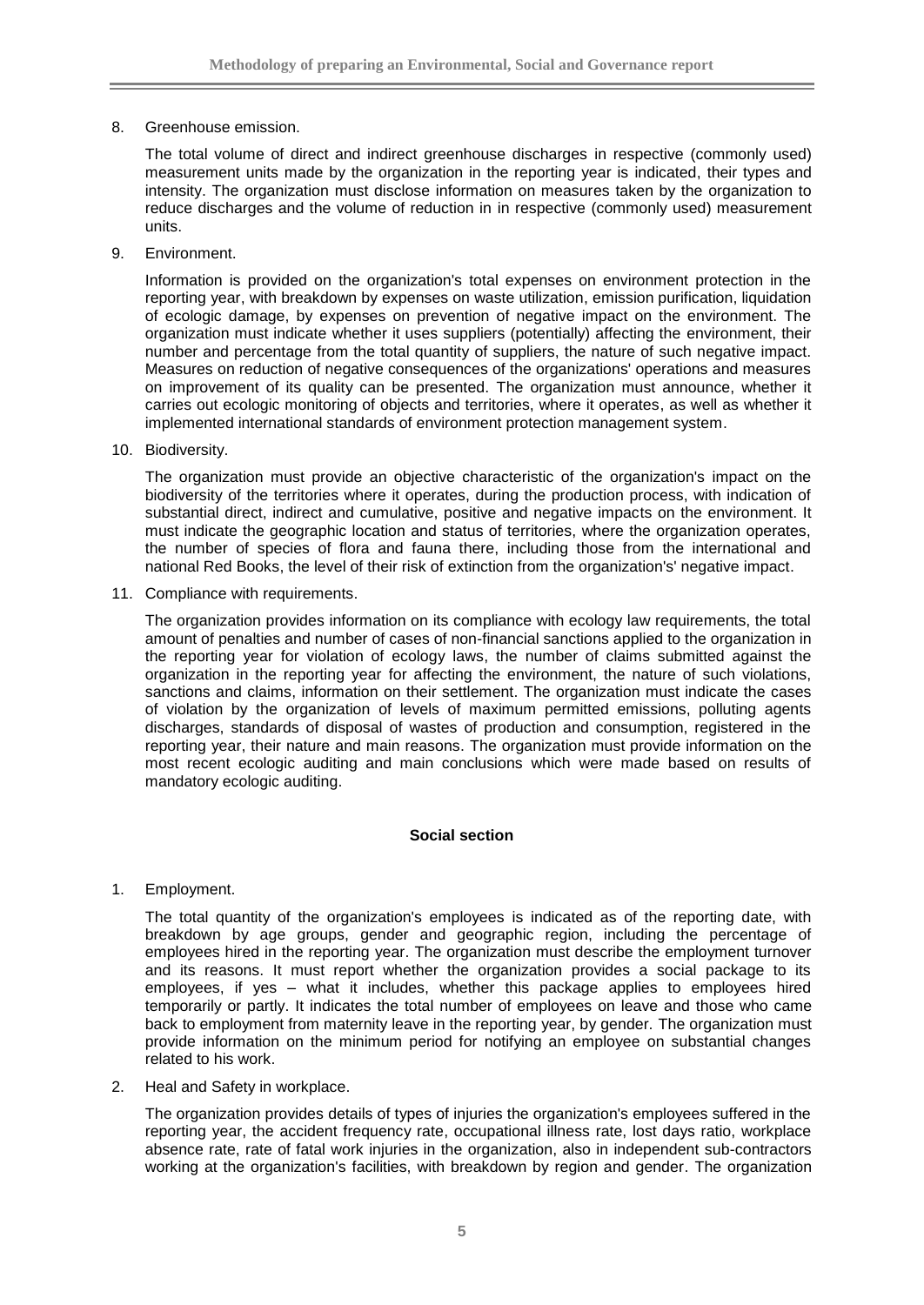8. Greenhouse emission.

   The total volume of direct and indirect greenhouse discharges in respective (commonly used) measurement units made by the organization in the reporting year is indicated, their types and intensity. The organization must disclose information on measures taken by the organization to reduce discharges and the volume of reduction in in respective (commonly used) measurement units.

9. Environment.

   Information is provided on the organization's total expenses on environment protection in the reporting year, with breakdown by expenses on waste utilization, emission purification, liquidation of ecologic damage, by expenses on prevention of negative impact on the environment. The organization must indicate whether it uses suppliers (potentially) affecting the environment, their number and percentage from the total quantity of suppliers, the nature of such negative impact. Measures on reduction of negative consequences of the organizations' operations and measures on improvement of its quality can be presented. The organization must announce, whether it carries out ecologic monitoring of objects and territories, where it operates, as well as whether it implemented international standards of environment protection management system.

10. Biodiversity.

    The organization must provide an objective characteristic of the organization's impact on the biodiversity of the territories where it operates, during the production process, with indication of substantial direct, indirect and cumulative, positive and negative impacts on the environment. It must indicate the geographic location and status of territories, where the organization operates, the number of species of flora and fauna there, including those from the international and national Red Books, the level of their risk of extinction from the organization's' negative impact.

11. Compliance with requirements.

    The organization provides information on its compliance with ecology law requirements, the total amount of penalties and number of cases of non-financial sanctions applied to the organization in the reporting year for violation of ecology laws, the number of claims submitted against the organization in the reporting year for affecting the environment, the nature of such violations, sanctions and claims, information on their settlement. The organization must indicate the cases of violation by the organization of levels of maximum permitted emissions, polluting agents discharges, standards of disposal of wastes of production and consumption, registered in the reporting year, their nature and main reasons. The organization must provide information on the most recent ecologic auditing and main conclusions which were made based on results of mandatory ecologic auditing.

## Social section

1. Employment.

   The total quantity of the organization's employees is indicated as of the reporting date, with breakdown by age groups, gender and geographic region, including the percentage of employees hired in the reporting year. The organization must describe the employment turnover and its reasons. It must report whether the organization provides a social package to its employees, if yes – what it includes, whether this package applies to employees hired temporarily or partly. It indicates the total number of employees on leave and those who came back to employment from maternity leave in the reporting year, by gender. The organization must provide information on the minimum period for notifying an employee on substantial changes related to his work.

2. Heal and Safety in workplace.

   The organization provides details of types of injuries the organization's employees suffered in the reporting year, the accident frequency rate, occupational illness rate, lost days ratio, workplace absence rate, rate of fatal work injuries in the organization, also in independent sub-contractors working at the organization's facilities, with breakdown by region and gender. The organization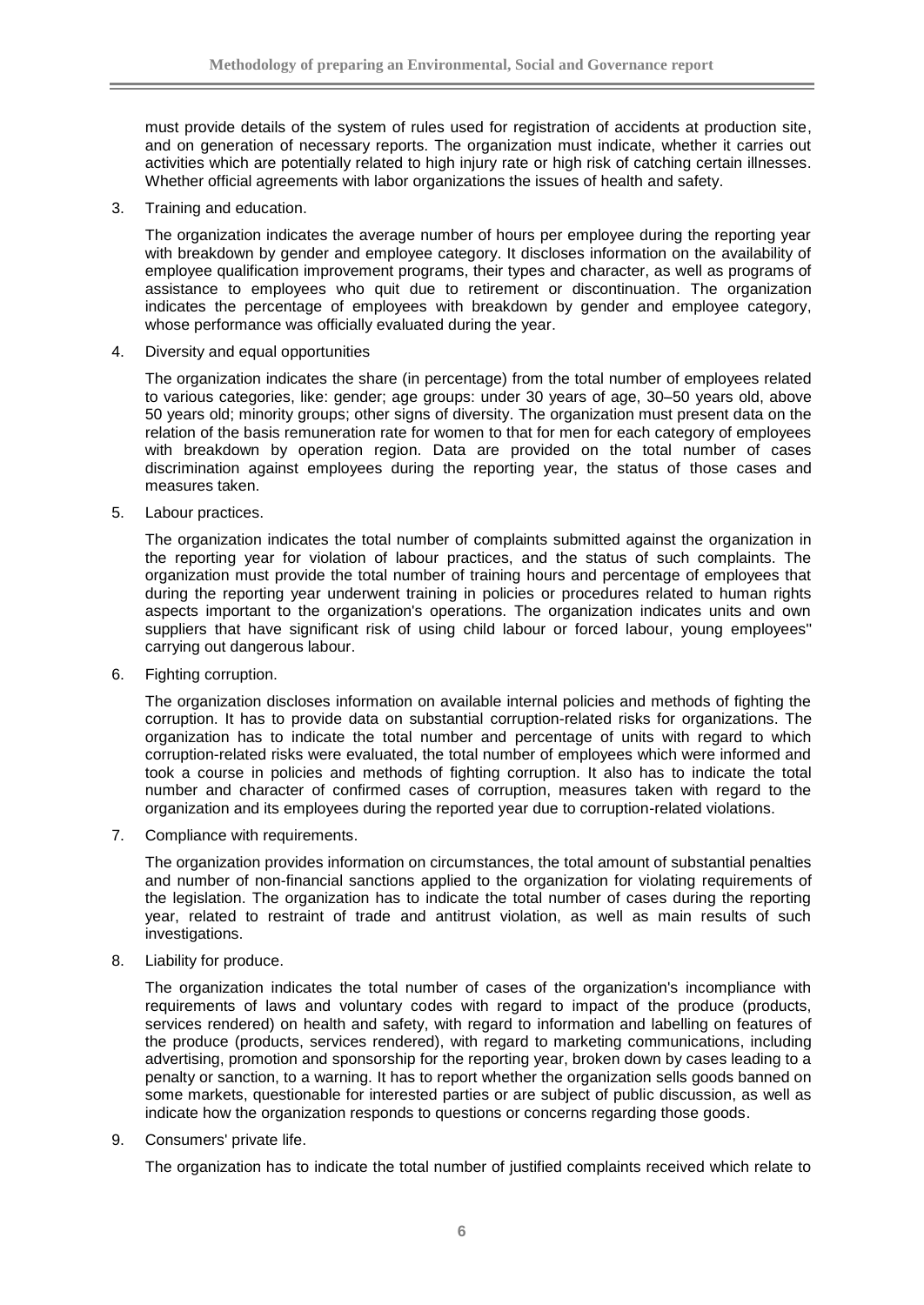must provide details of the system of rules used for registration of accidents at production site, and on generation of necessary reports. The organization must indicate, whether it carries out activities which are potentially related to high injury rate or high risk of catching certain illnesses. Whether official agreements with labor organizations the issues of health and safety.

3. Training and education.

   The organization indicates the average number of hours per employee during the reporting year with breakdown by gender and employee category. It discloses information on the availability of employee qualification improvement programs, their types and character, as well as programs of assistance to employees who quit due to retirement or discontinuation. The organization indicates the percentage of employees with breakdown by gender and employee category, whose performance was officially evaluated during the year.

4. Diversity and equal opportunities

   The organization indicates the share (in percentage) from the total number of employees related to various categories, like: gender; age groups: under 30 years of age, 30–50 years old, above 50 years old; minority groups; other signs of diversity. The organization must present data on the relation of the basis remuneration rate for women to that for men for each category of employees with breakdown by operation region. Data are provided on the total number of cases discrimination against employees during the reporting year, the status of those cases and measures taken.

5. Labour practices.

   The organization indicates the total number of complaints submitted against the organization in the reporting year for violation of labour practices, and the status of such complaints. The organization must provide the total number of training hours and percentage of employees that during the reporting year underwent training in policies or procedures related to human rights aspects important to the organization's operations. The organization indicates units and own suppliers that have significant risk of using child labour or forced labour, young employees'' carrying out dangerous labour.

6. Fighting corruption.

   The organization discloses information on available internal policies and methods of fighting the corruption. It has to provide data on substantial corruption-related risks for organizations. The organization has to indicate the total number and percentage of units with regard to which corruption-related risks were evaluated, the total number of employees which were informed and took a course in policies and methods of fighting corruption. It also has to indicate the total number and character of confirmed cases of corruption, measures taken with regard to the organization and its employees during the reported year due to corruption-related violations.

7. Compliance with requirements.

   The organization provides information on circumstances, the total amount of substantial penalties and number of non-financial sanctions applied to the organization for violating requirements of the legislation. The organization has to indicate the total number of cases during the reporting year, related to restraint of trade and antitrust violation, as well as main results of such investigations.

8. Liability for produce.

   The organization indicates the total number of cases of the organization's incompliance with requirements of laws and voluntary codes with regard to impact of the produce (products, services rendered) on health and safety, with regard to information and labelling on features of the produce (products, services rendered), with regard to marketing communications, including advertising, promotion and sponsorship for the reporting year, broken down by cases leading to a penalty or sanction, to a warning. It has to report whether the organization sells goods banned on some markets, questionable for interested parties or are subject of public discussion, as well as indicate how the organization responds to questions or concerns regarding those goods.

9. Consumers' private life.

   The organization has to indicate the total number of justified complaints received which relate to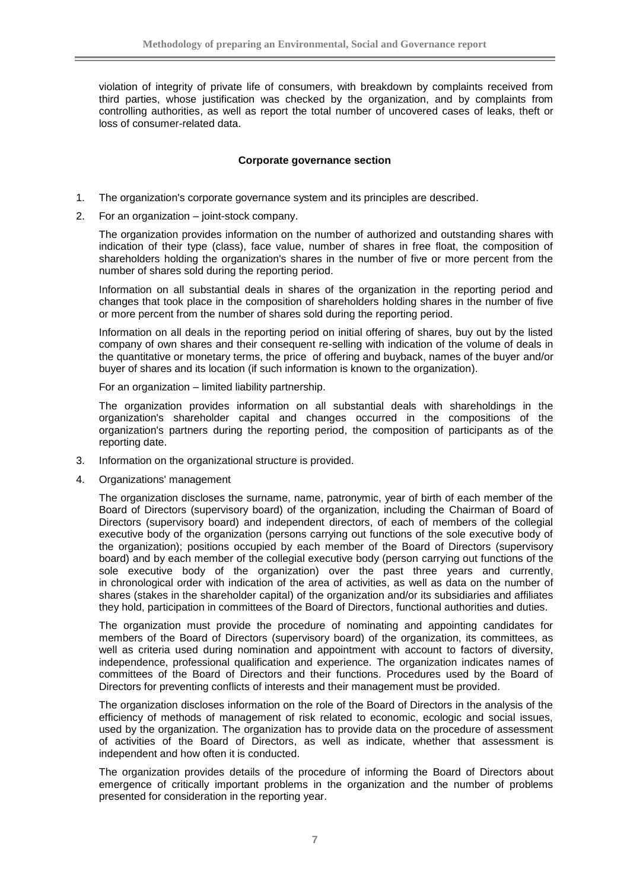violation of integrity of private life of consumers, with breakdown by complaints received from third parties, whose justification was checked by the organization, and by complaints from controlling authorities, as well as report the total number of uncovered cases of leaks, theft or loss of consumer-related data.

### Corporate governance section

1. The organization's corporate governance system and its principles are described.
2. For an organization – joint-stock company.

   The organization provides information on the number of authorized and outstanding shares with indication of their type (class), face value, number of shares in free float, the composition of shareholders holding the organization's shares in the number of five or more percent from the number of shares sold during the reporting period.

   Information on all substantial deals in shares of the organization in the reporting period and changes that took place in the composition of shareholders holding shares in the number of five or more percent from the number of shares sold during the reporting period.

   Information on all deals in the reporting period on initial offering of shares, buy out by the listed company of own shares and their consequent re-selling with indication of the volume of deals in the quantitative or monetary terms, the price of offering and buyback, names of the buyer and/or buyer of shares and its location (if such information is known to the organization).

   For an organization – limited liability partnership.

   The organization provides information on all substantial deals with shareholdings in the organization's shareholder capital and changes occurred in the compositions of the organization's partners during the reporting period, the composition of participants as of the reporting date.
3. Information on the organizational structure is provided.
4. Organizations' management

   The organization discloses the surname, name, patronymic, year of birth of each member of the Board of Directors (supervisory board) of the organization, including the Chairman of Board of Directors (supervisory board) and independent directors, of each of members of the collegial executive body of the organization (persons carrying out functions of the sole executive body of the organization); positions occupied by each member of the Board of Directors (supervisory board) and by each member of the collegial executive body (person carrying out functions of the sole executive body of the organization) over the past three years and currently, in chronological order with indication of the area of activities, as well as data on the number of shares (stakes in the shareholder capital) of the organization and/or its subsidiaries and affiliates they hold, participation in committees of the Board of Directors, functional authorities and duties.

   The organization must provide the procedure of nominating and appointing candidates for members of the Board of Directors (supervisory board) of the organization, its committees, as well as criteria used during nomination and appointment with account to factors of diversity, independence, professional qualification and experience. The organization indicates names of committees of the Board of Directors and their functions. Procedures used by the Board of Directors for preventing conflicts of interests and their management must be provided.

   The organization discloses information on the role of the Board of Directors in the analysis of the efficiency of methods of management of risk related to economic, ecologic and social issues, used by the organization. The organization has to provide data on the procedure of assessment of activities of the Board of Directors, as well as indicate, whether that assessment is independent and how often it is conducted.

   The organization provides details of the procedure of informing the Board of Directors about emergence of critically important problems in the organization and the number of problems presented for consideration in the reporting year.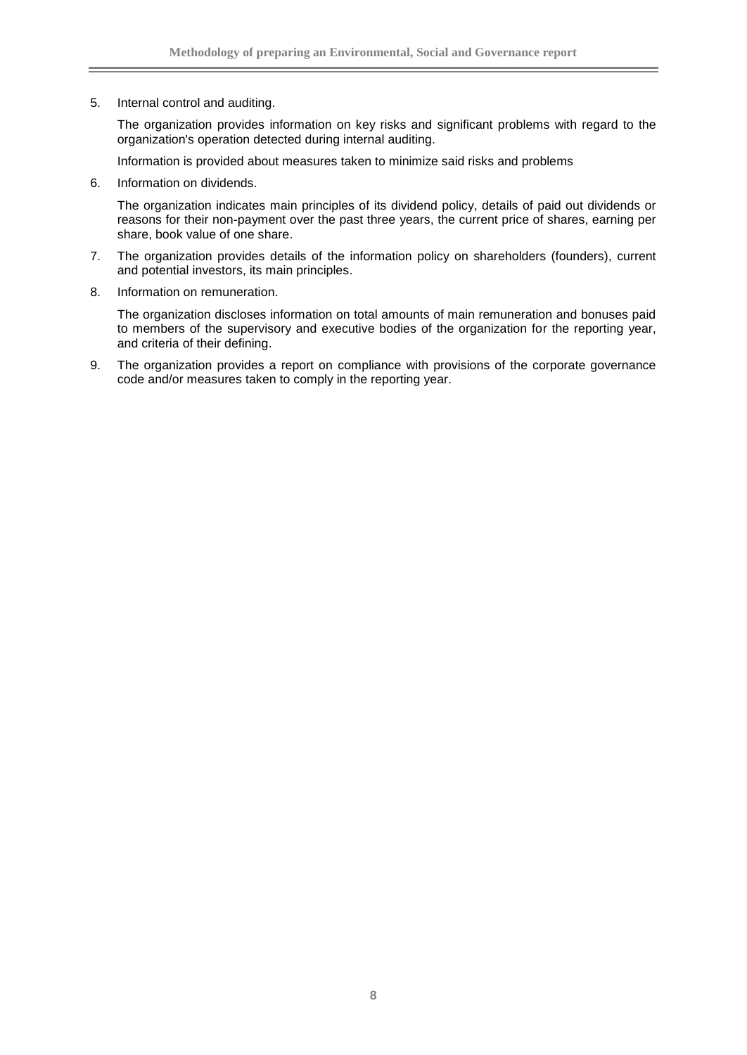5. Internal control and auditing.

   The organization provides information on key risks and significant problems with regard to the organization's operation detected during internal auditing.

   Information is provided about measures taken to minimize said risks and problems

6. Information on dividends.

   The organization indicates main principles of its dividend policy, details of paid out dividends or reasons for their non-payment over the past three years, the current price of shares, earning per share, book value of one share.

7. The organization provides details of the information policy on shareholders (founders), current and potential investors, its main principles.

8. Information on remuneration.

   The organization discloses information on total amounts of main remuneration and bonuses paid to members of the supervisory and executive bodies of the organization for the reporting year, and criteria of their defining.

9. The organization provides a report on compliance with provisions of the corporate governance code and/or measures taken to comply in the reporting year.